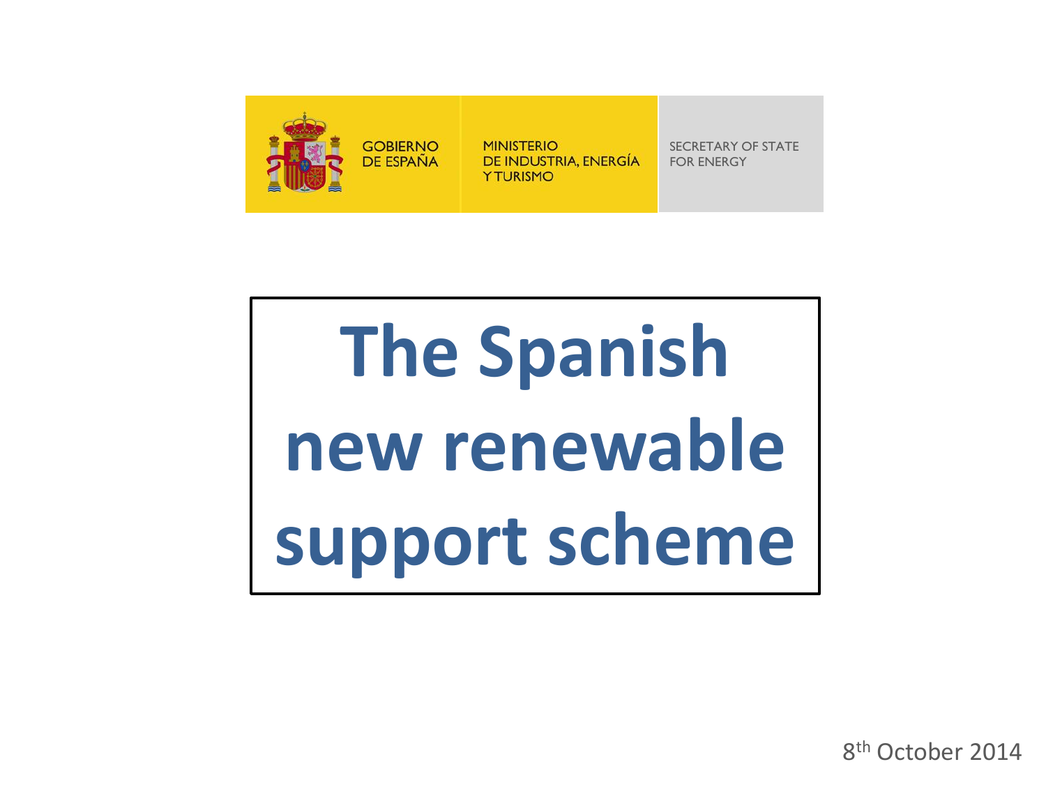GOBIERNO DE ESPAÑA

MINISTERIO DE INDUSTRIA, ENERGÍA Y TURISMO

SECRETARY OF STATE FOR ENERGY

# The Spanish new renewable support scheme

8th October 2014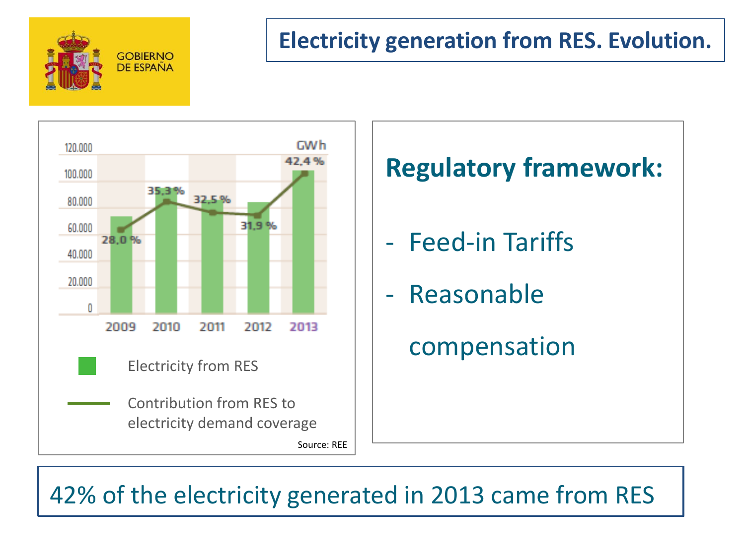GOBIERNO DE ESPAÑA

# Electricity generation from RES. Evolution.

120.000
100.000
80.000
60.000
40.000
20.000
0

GWh

42,4 %
35,3 %
32,5 %
31,9 %
28,0 %

2009 2010 2011 2012 2013

Electricity from RES

Contribution from RES to electricity demand coverage

Source: REE

## Regulatory framework:

- Feed-in Tariffs
- Reasonable compensation

42% of the electricity generated in 2013 came from RES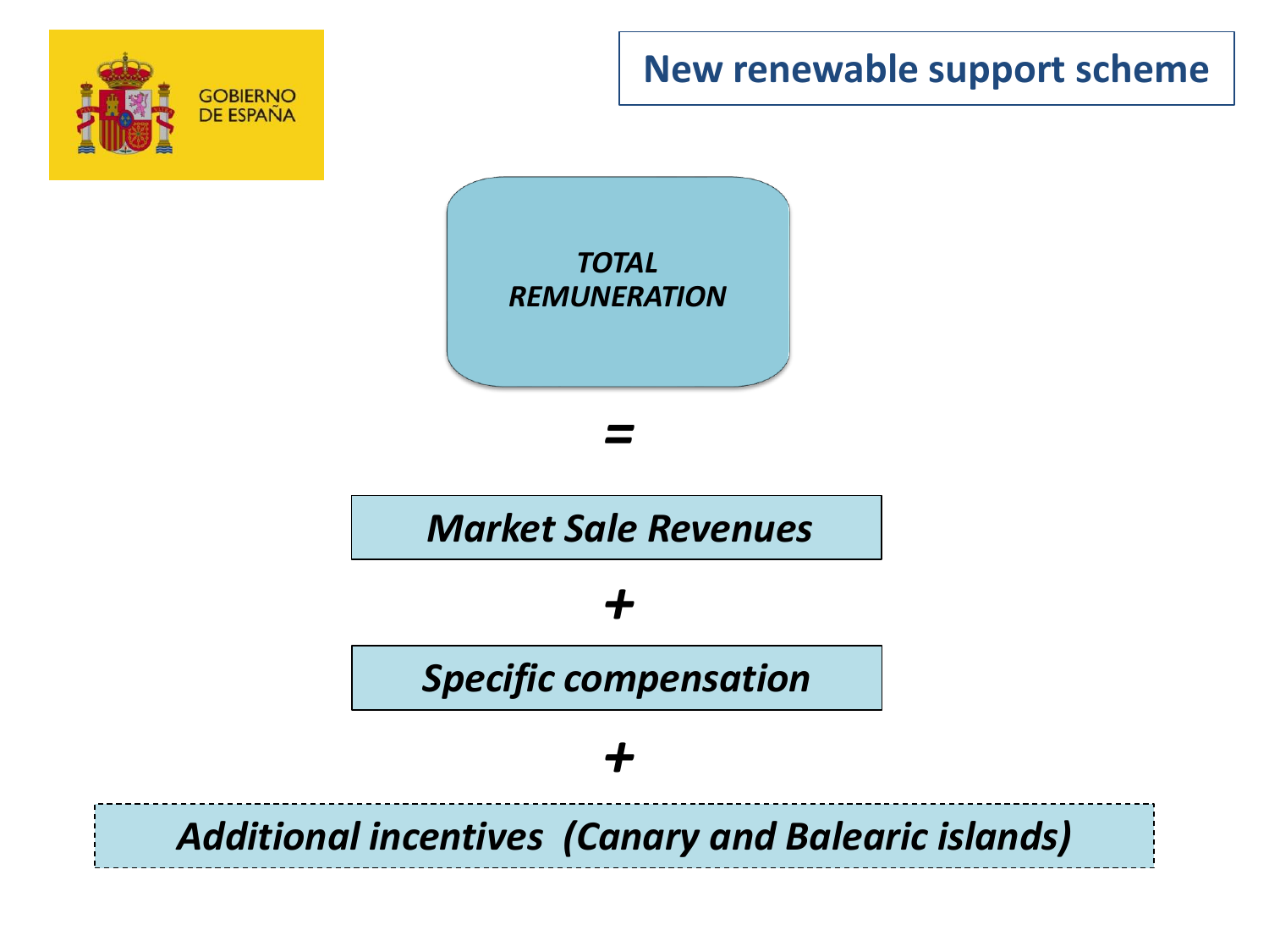GOBIERNO DE ESPAÑA

## New renewable support scheme

***TOTAL REMUNERATION***

***=***

***Market Sale Revenues***

***+***

***Specific compensation***

***+***

***Additional incentives (Canary and Balearic islands)***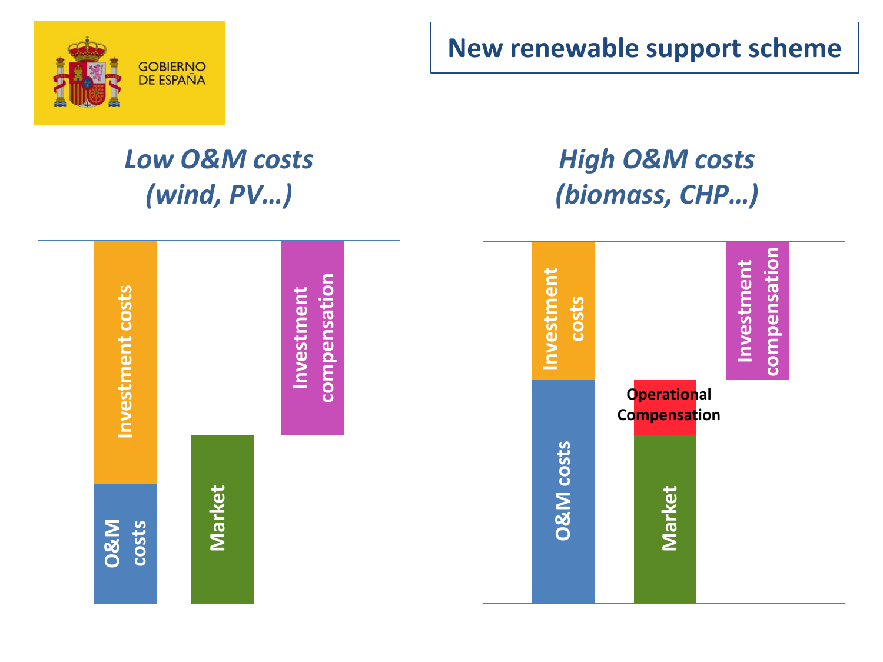GOBIERNO DE ESPAÑA

# New renewable support scheme

## *Low O&M costs (wind, PV…)*

Investment costs

O&M costs

Market

Investment compensation

## *High O&M costs (biomass, CHP…)*

Investment costs

O&M costs

Operational Compensation

Market

Investment compensation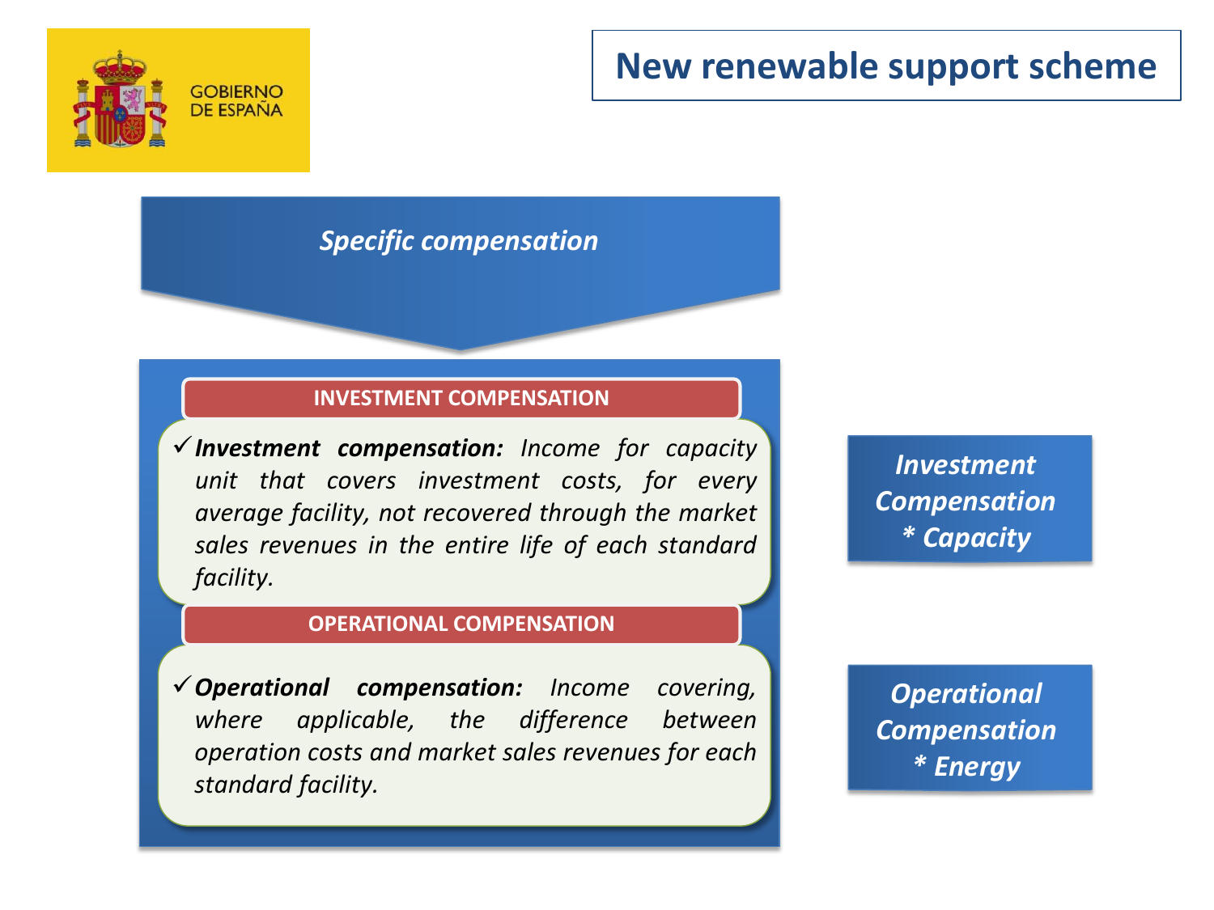GOBIERNO DE ESPAÑA

# New renewable support scheme

## *Specific compensation*

### INVESTMENT COMPENSATION

- ✓ ***Investment compensation:*** *Income for capacity unit that covers investment costs, for every average facility, not recovered through the market sales revenues in the entire life of each standard facility.*

### OPERATIONAL COMPENSATION

- ✓ ***Operational compensation:*** *Income covering, where applicable, the difference between operation costs and market sales revenues for each standard facility.*

***Investment Compensation * Capacity***

***Operational Compensation * Energy***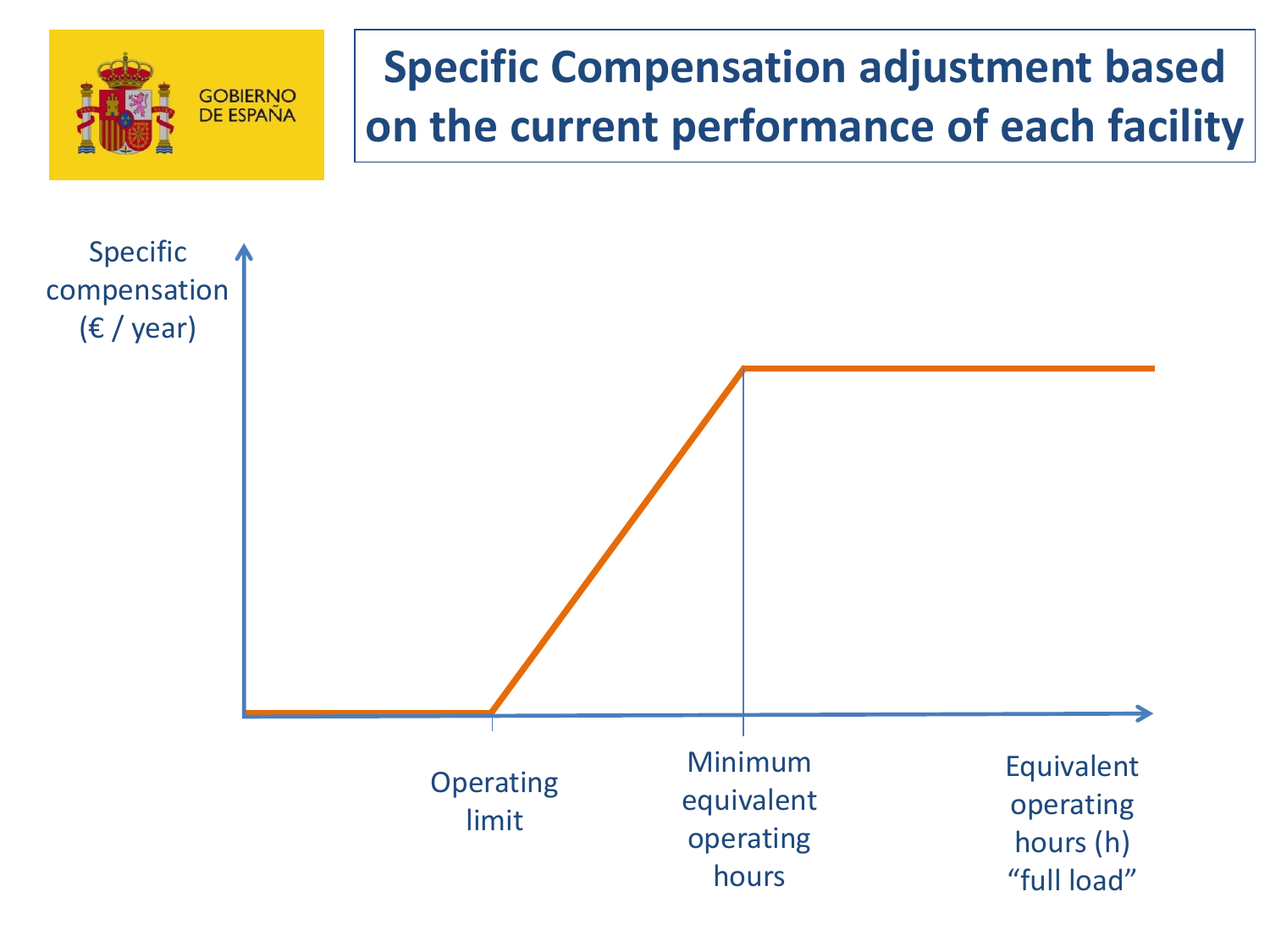GOBIERNO DE ESPAÑA

# Specific Compensation adjustment based on the current performance of each facility

Specific compensation (€ / year)

Operating limit

Minimum equivalent operating hours

Equivalent operating hours (h) “full load”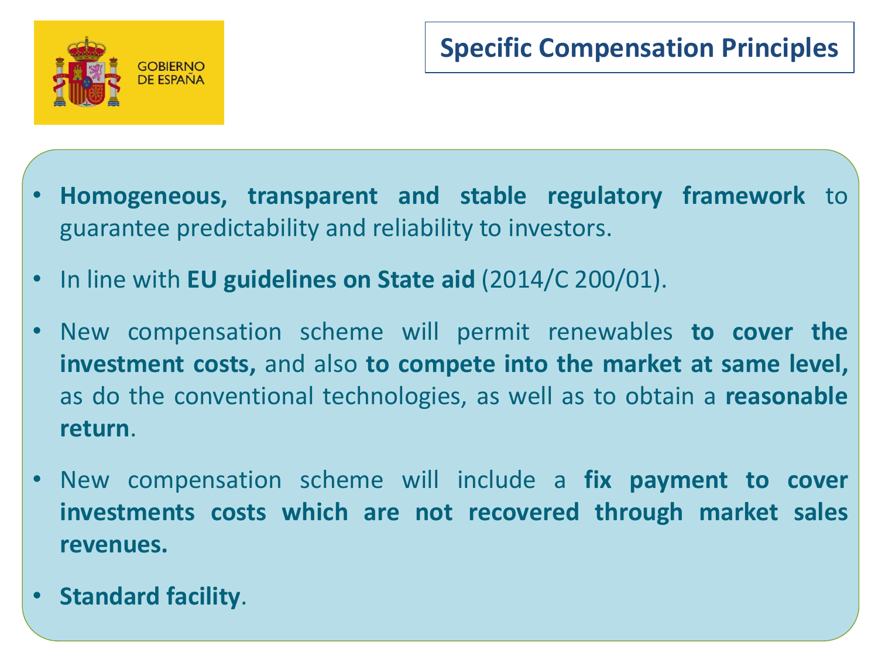# Specific Compensation Principles

- **Homogeneous, transparent and stable regulatory framework** to guarantee predictability and reliability to investors.
- In line with **EU guidelines on State aid** (2014/C 200/01).
- New compensation scheme will permit renewables **to cover the investment costs,** and also **to compete into the market at same level,** as do the conventional technologies, as well as to obtain a **reasonable return**.
- New compensation scheme will include a **fix payment to cover investments costs which are not recovered through market sales revenues.**
- **Standard facility**.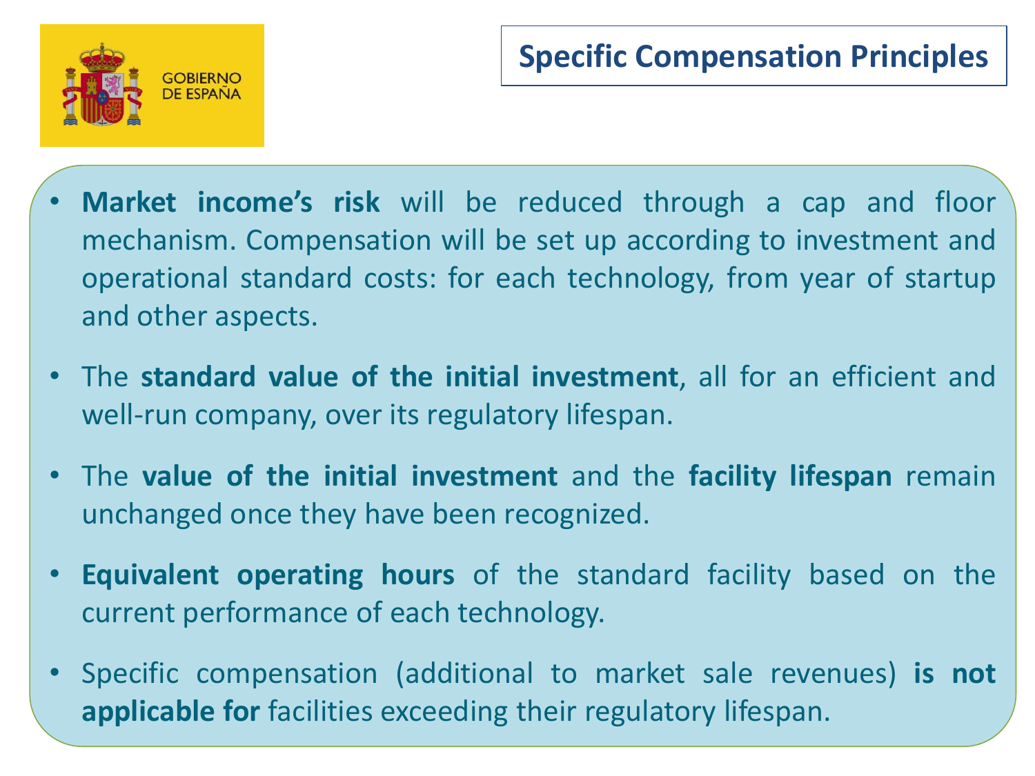GOBIERNO DE ESPAÑA

# Specific Compensation Principles

- **Market income's risk** will be reduced through a cap and floor mechanism. Compensation will be set up according to investment and operational standard costs: for each technology, from year of startup and other aspects.
- The **standard value of the initial investment**, all for an efficient and well-run company, over its regulatory lifespan.
- The **value of the initial investment** and the **facility lifespan** remain unchanged once they have been recognized.
- **Equivalent operating hours** of the standard facility based on the current performance of each technology.
- Specific compensation (additional to market sale revenues) **is not applicable for** facilities exceeding their regulatory lifespan.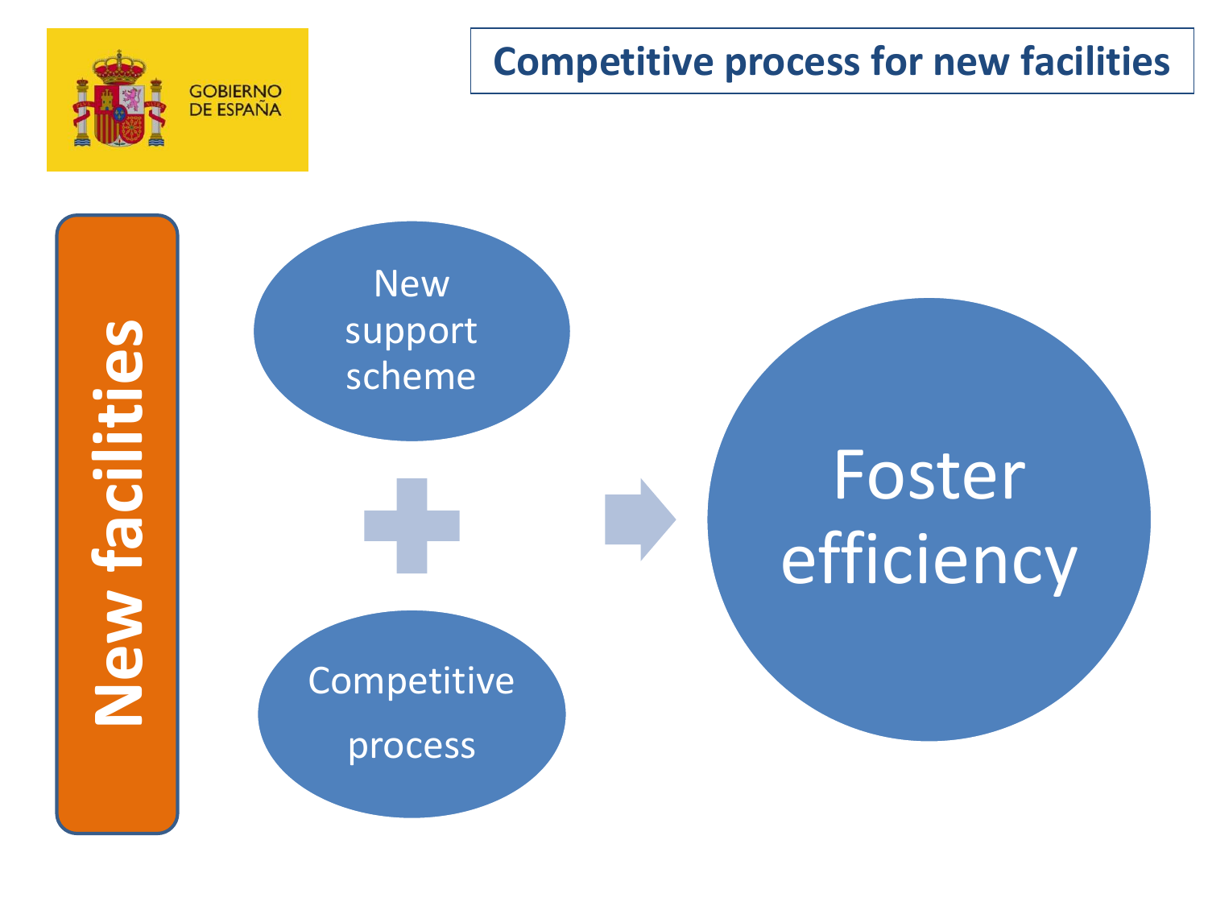GOBIERNO DE ESPAÑA

# Competitive process for new facilities

**New facilities**

New support scheme

Competitive process

Foster efficiency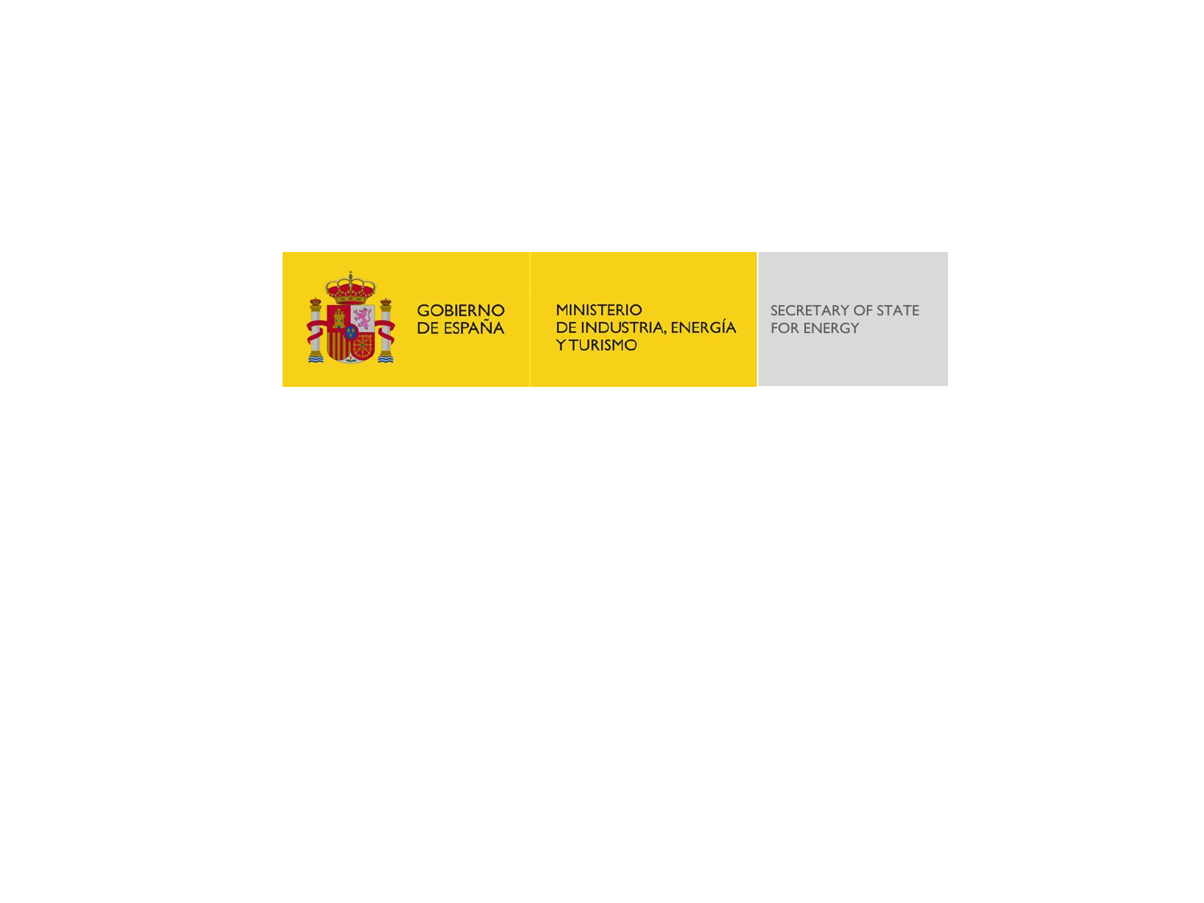GOBIERNO DE ESPAÑA

MINISTERIO DE INDUSTRIA, ENERGÍA Y TURISMO

SECRETARY OF STATE FOR ENERGY